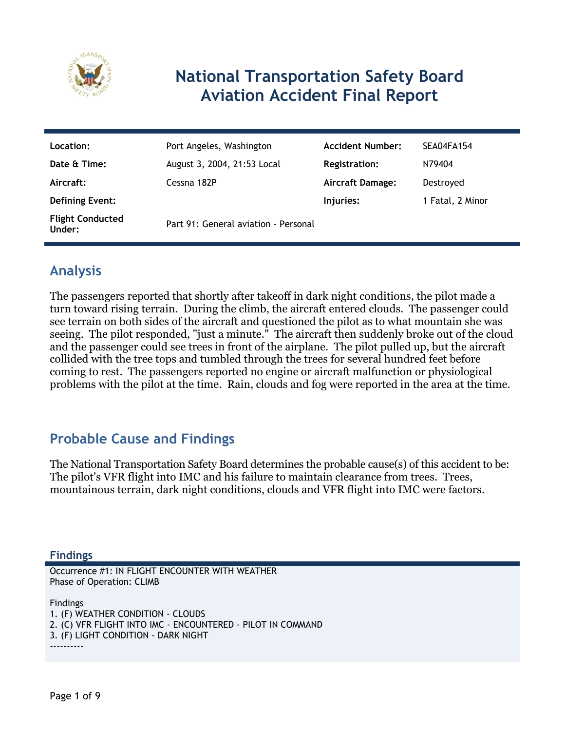# National Transportation Safety Board Aviation Accident Final Report

| | | | |
|---|---|---|---|
| **Location:** | Port Angeles, Washington | **Accident Number:** | SEA04FA154 |
| **Date & Time:** | August 3, 2004, 21:53 Local | **Registration:** | N79404 |
| **Aircraft:** | Cessna 182P | **Aircraft Damage:** | Destroyed |
| **Defining Event:** | | **Injuries:** | 1 Fatal, 2 Minor |
| **Flight Conducted Under:** | Part 91: General aviation - Personal | | |

## Analysis

The passengers reported that shortly after takeoff in dark night conditions, the pilot made a turn toward rising terrain. During the climb, the aircraft entered clouds. The passenger could see terrain on both sides of the aircraft and questioned the pilot as to what mountain she was seeing. The pilot responded, "just a minute." The aircraft then suddenly broke out of the cloud and the passenger could see trees in front of the airplane. The pilot pulled up, but the aircraft collided with the tree tops and tumbled through the trees for several hundred feet before coming to rest. The passengers reported no engine or aircraft malfunction or physiological problems with the pilot at the time. Rain, clouds and fog were reported in the area at the time.

## Probable Cause and Findings

The National Transportation Safety Board determines the probable cause(s) of this accident to be:
The pilot's VFR flight into IMC and his failure to maintain clearance from trees. Trees, mountainous terrain, dark night conditions, clouds and VFR flight into IMC were factors.

### Findings

Occurrence #1: IN FLIGHT ENCOUNTER WITH WEATHER
Phase of Operation: CLIMB

Findings
1. (F) WEATHER CONDITION - CLOUDS
2. (C) VFR FLIGHT INTO IMC - ENCOUNTERED - PILOT IN COMMAND
3. (F) LIGHT CONDITION - DARK NIGHT
----------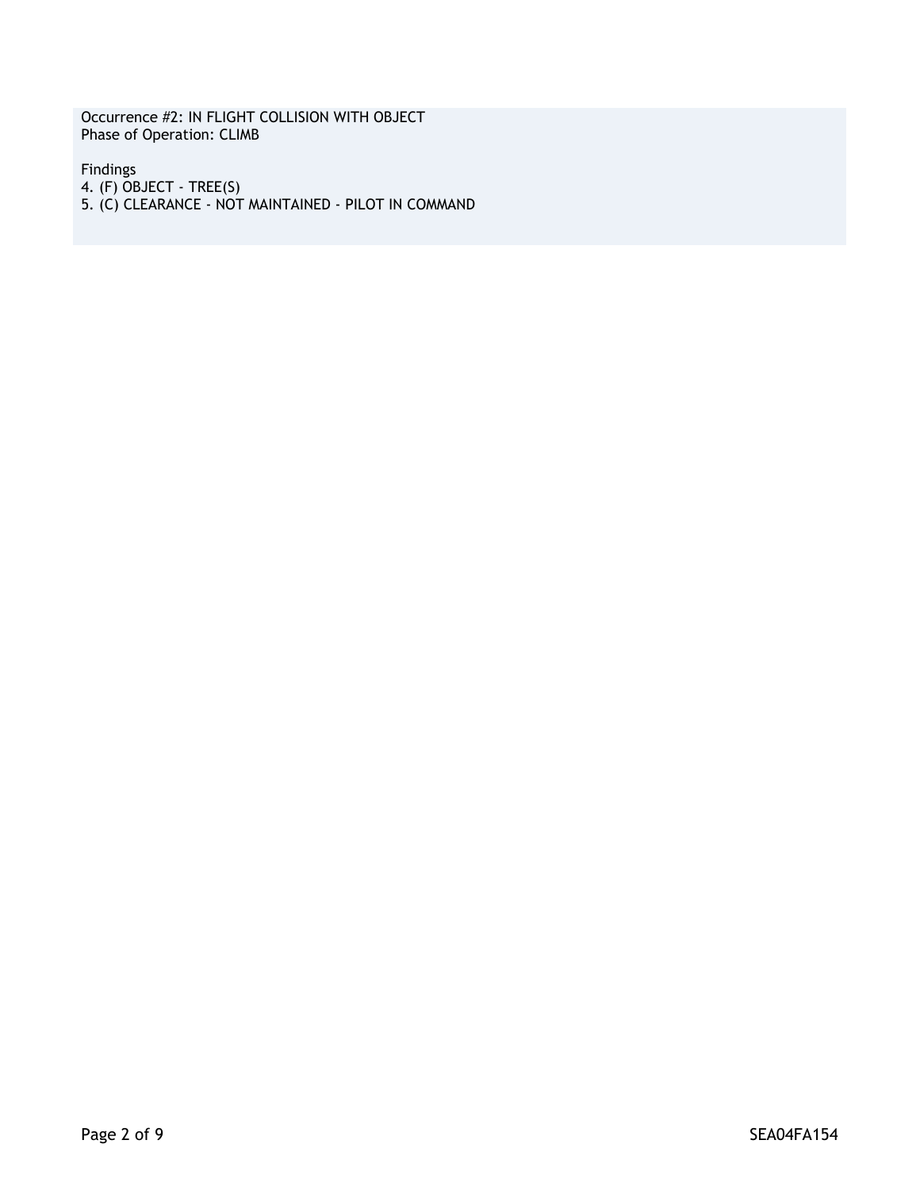Occurrence #2: IN FLIGHT COLLISION WITH OBJECT
Phase of Operation: CLIMB

Findings
4. (F) OBJECT - TREE(S)
5. (C) CLEARANCE - NOT MAINTAINED - PILOT IN COMMAND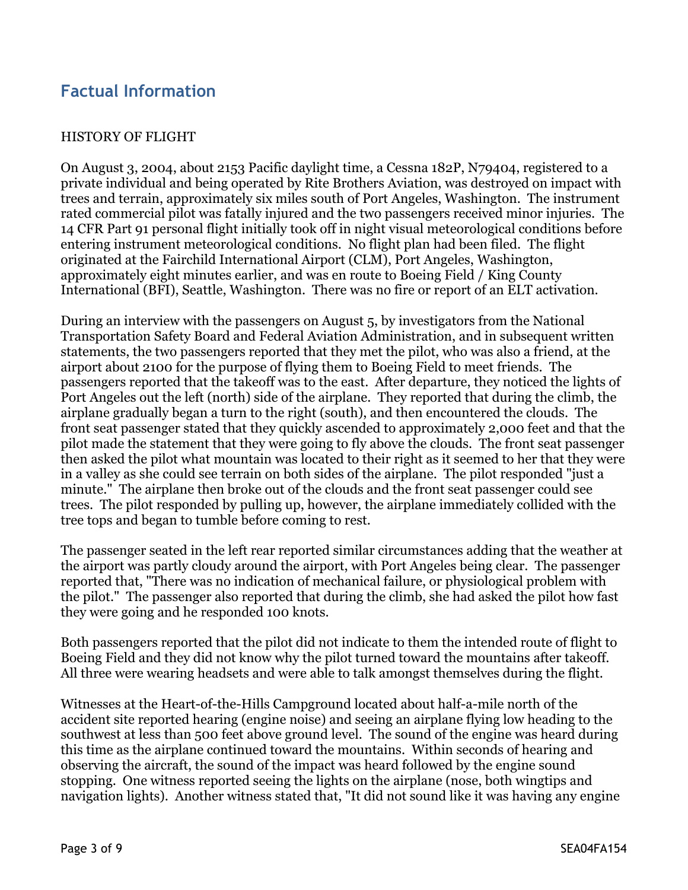## Factual Information

HISTORY OF FLIGHT

On August 3, 2004, about 2153 Pacific daylight time, a Cessna 182P, N79404, registered to a private individual and being operated by Rite Brothers Aviation, was destroyed on impact with trees and terrain, approximately six miles south of Port Angeles, Washington. The instrument rated commercial pilot was fatally injured and the two passengers received minor injuries. The 14 CFR Part 91 personal flight initially took off in night visual meteorological conditions before entering instrument meteorological conditions. No flight plan had been filed. The flight originated at the Fairchild International Airport (CLM), Port Angeles, Washington, approximately eight minutes earlier, and was en route to Boeing Field / King County International (BFI), Seattle, Washington. There was no fire or report of an ELT activation.

During an interview with the passengers on August 5, by investigators from the National Transportation Safety Board and Federal Aviation Administration, and in subsequent written statements, the two passengers reported that they met the pilot, who was also a friend, at the airport about 2100 for the purpose of flying them to Boeing Field to meet friends. The passengers reported that the takeoff was to the east. After departure, they noticed the lights of Port Angeles out the left (north) side of the airplane. They reported that during the climb, the airplane gradually began a turn to the right (south), and then encountered the clouds. The front seat passenger stated that they quickly ascended to approximately 2,000 feet and that the pilot made the statement that they were going to fly above the clouds. The front seat passenger then asked the pilot what mountain was located to their right as it seemed to her that they were in a valley as she could see terrain on both sides of the airplane. The pilot responded "just a minute." The airplane then broke out of the clouds and the front seat passenger could see trees. The pilot responded by pulling up, however, the airplane immediately collided with the tree tops and began to tumble before coming to rest.

The passenger seated in the left rear reported similar circumstances adding that the weather at the airport was partly cloudy around the airport, with Port Angeles being clear. The passenger reported that, "There was no indication of mechanical failure, or physiological problem with the pilot." The passenger also reported that during the climb, she had asked the pilot how fast they were going and he responded 100 knots.

Both passengers reported that the pilot did not indicate to them the intended route of flight to Boeing Field and they did not know why the pilot turned toward the mountains after takeoff. All three were wearing headsets and were able to talk amongst themselves during the flight.

Witnesses at the Heart-of-the-Hills Campground located about half-a-mile north of the accident site reported hearing (engine noise) and seeing an airplane flying low heading to the southwest at less than 500 feet above ground level. The sound of the engine was heard during this time as the airplane continued toward the mountains. Within seconds of hearing and observing the aircraft, the sound of the impact was heard followed by the engine sound stopping. One witness reported seeing the lights on the airplane (nose, both wingtips and navigation lights). Another witness stated that, "It did not sound like it was having any engine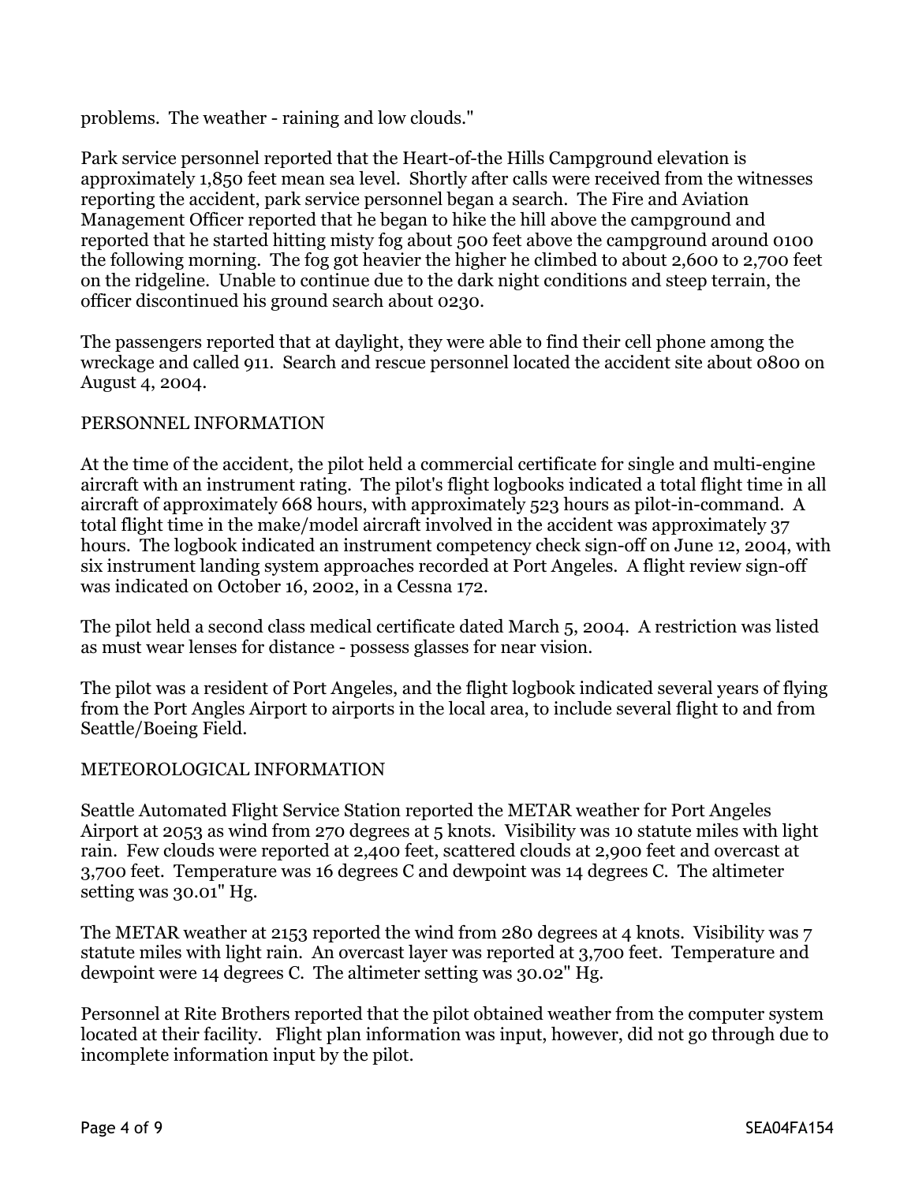problems. The weather - raining and low clouds."

Park service personnel reported that the Heart-of-the Hills Campground elevation is approximately 1,850 feet mean sea level. Shortly after calls were received from the witnesses reporting the accident, park service personnel began a search. The Fire and Aviation Management Officer reported that he began to hike the hill above the campground and reported that he started hitting misty fog about 500 feet above the campground around 0100 the following morning. The fog got heavier the higher he climbed to about 2,600 to 2,700 feet on the ridgeline. Unable to continue due to the dark night conditions and steep terrain, the officer discontinued his ground search about 0230.

The passengers reported that at daylight, they were able to find their cell phone among the wreckage and called 911. Search and rescue personnel located the accident site about 0800 on August 4, 2004.

## PERSONNEL INFORMATION

At the time of the accident, the pilot held a commercial certificate for single and multi-engine aircraft with an instrument rating. The pilot's flight logbooks indicated a total flight time in all aircraft of approximately 668 hours, with approximately 523 hours as pilot-in-command. A total flight time in the make/model aircraft involved in the accident was approximately 37 hours. The logbook indicated an instrument competency check sign-off on June 12, 2004, with six instrument landing system approaches recorded at Port Angeles. A flight review sign-off was indicated on October 16, 2002, in a Cessna 172.

The pilot held a second class medical certificate dated March 5, 2004. A restriction was listed as must wear lenses for distance - possess glasses for near vision.

The pilot was a resident of Port Angeles, and the flight logbook indicated several years of flying from the Port Angles Airport to airports in the local area, to include several flight to and from Seattle/Boeing Field.

## METEOROLOGICAL INFORMATION

Seattle Automated Flight Service Station reported the METAR weather for Port Angeles Airport at 2053 as wind from 270 degrees at 5 knots. Visibility was 10 statute miles with light rain. Few clouds were reported at 2,400 feet, scattered clouds at 2,900 feet and overcast at 3,700 feet. Temperature was 16 degrees C and dewpoint was 14 degrees C. The altimeter setting was 30.01" Hg.

The METAR weather at 2153 reported the wind from 280 degrees at 4 knots. Visibility was 7 statute miles with light rain. An overcast layer was reported at 3,700 feet. Temperature and dewpoint were 14 degrees C. The altimeter setting was 30.02" Hg.

Personnel at Rite Brothers reported that the pilot obtained weather from the computer system located at their facility. Flight plan information was input, however, did not go through due to incomplete information input by the pilot.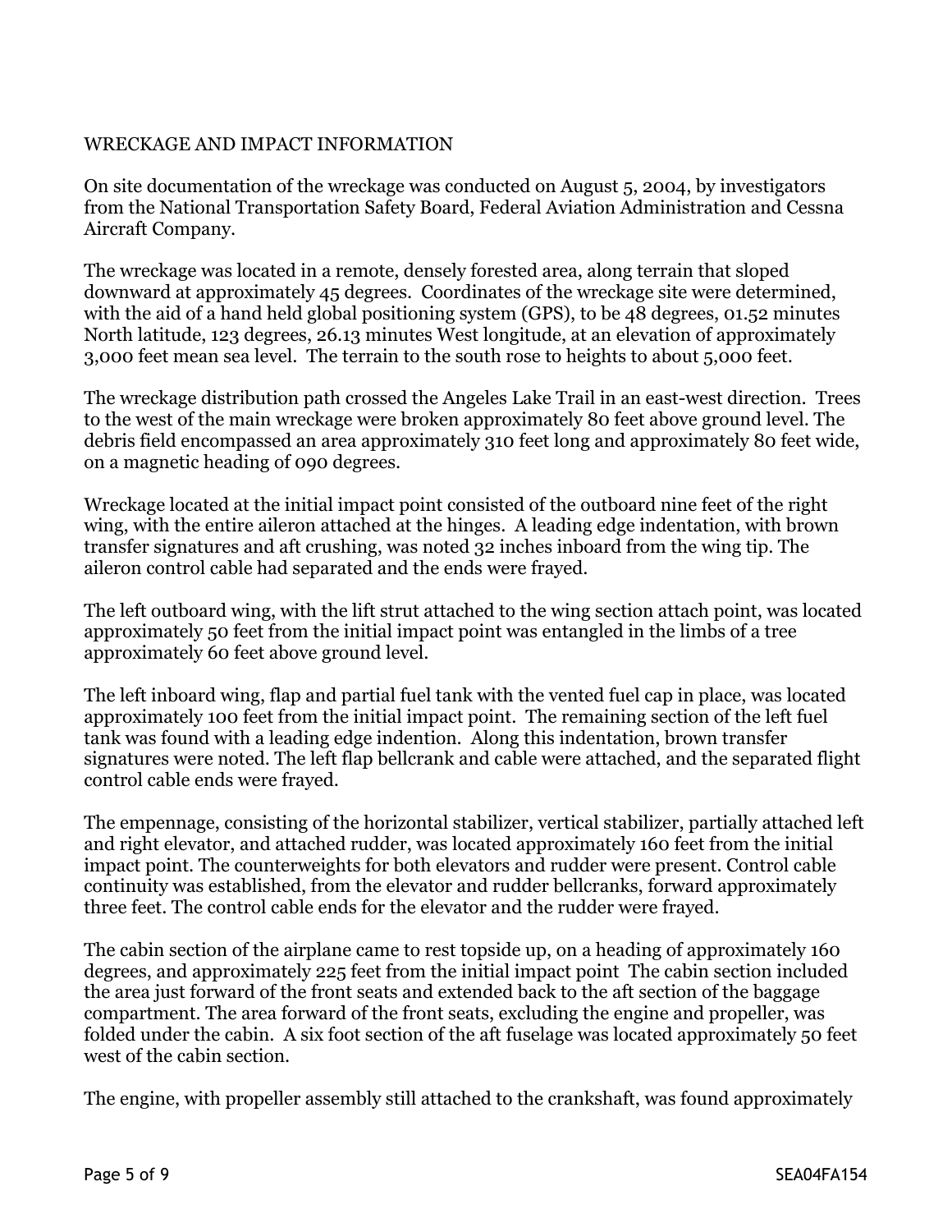WRECKAGE AND IMPACT INFORMATION

On site documentation of the wreckage was conducted on August 5, 2004, by investigators from the National Transportation Safety Board, Federal Aviation Administration and Cessna Aircraft Company.

The wreckage was located in a remote, densely forested area, along terrain that sloped downward at approximately 45 degrees. Coordinates of the wreckage site were determined, with the aid of a hand held global positioning system (GPS), to be 48 degrees, 01.52 minutes North latitude, 123 degrees, 26.13 minutes West longitude, at an elevation of approximately 3,000 feet mean sea level. The terrain to the south rose to heights to about 5,000 feet.

The wreckage distribution path crossed the Angeles Lake Trail in an east-west direction. Trees to the west of the main wreckage were broken approximately 80 feet above ground level. The debris field encompassed an area approximately 310 feet long and approximately 80 feet wide, on a magnetic heading of 090 degrees.

Wreckage located at the initial impact point consisted of the outboard nine feet of the right wing, with the entire aileron attached at the hinges. A leading edge indentation, with brown transfer signatures and aft crushing, was noted 32 inches inboard from the wing tip. The aileron control cable had separated and the ends were frayed.

The left outboard wing, with the lift strut attached to the wing section attach point, was located approximately 50 feet from the initial impact point was entangled in the limbs of a tree approximately 60 feet above ground level.

The left inboard wing, flap and partial fuel tank with the vented fuel cap in place, was located approximately 100 feet from the initial impact point. The remaining section of the left fuel tank was found with a leading edge indention. Along this indentation, brown transfer signatures were noted. The left flap bellcrank and cable were attached, and the separated flight control cable ends were frayed.

The empennage, consisting of the horizontal stabilizer, vertical stabilizer, partially attached left and right elevator, and attached rudder, was located approximately 160 feet from the initial impact point. The counterweights for both elevators and rudder were present. Control cable continuity was established, from the elevator and rudder bellcranks, forward approximately three feet. The control cable ends for the elevator and the rudder were frayed.

The cabin section of the airplane came to rest topside up, on a heading of approximately 160 degrees, and approximately 225 feet from the initial impact point The cabin section included the area just forward of the front seats and extended back to the aft section of the baggage compartment. The area forward of the front seats, excluding the engine and propeller, was folded under the cabin. A six foot section of the aft fuselage was located approximately 50 feet west of the cabin section.

The engine, with propeller assembly still attached to the crankshaft, was found approximately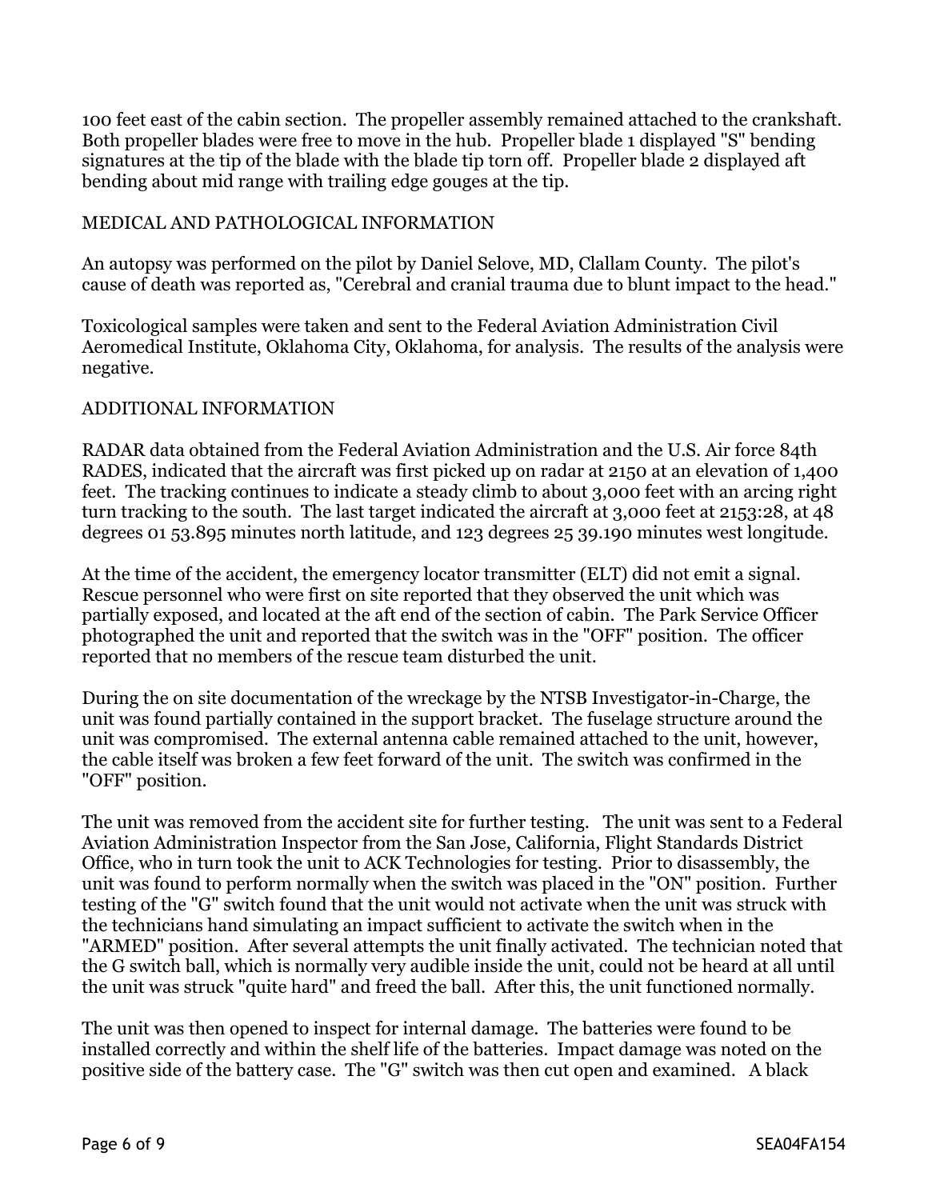100 feet east of the cabin section. The propeller assembly remained attached to the crankshaft. Both propeller blades were free to move in the hub. Propeller blade 1 displayed "S" bending signatures at the tip of the blade with the blade tip torn off. Propeller blade 2 displayed aft bending about mid range with trailing edge gouges at the tip.

## MEDICAL AND PATHOLOGICAL INFORMATION

An autopsy was performed on the pilot by Daniel Selove, MD, Clallam County. The pilot's cause of death was reported as, "Cerebral and cranial trauma due to blunt impact to the head."

Toxicological samples were taken and sent to the Federal Aviation Administration Civil Aeromedical Institute, Oklahoma City, Oklahoma, for analysis. The results of the analysis were negative.

## ADDITIONAL INFORMATION

RADAR data obtained from the Federal Aviation Administration and the U.S. Air force 84th RADES, indicated that the aircraft was first picked up on radar at 2150 at an elevation of 1,400 feet. The tracking continues to indicate a steady climb to about 3,000 feet with an arcing right turn tracking to the south. The last target indicated the aircraft at 3,000 feet at 2153:28, at 48 degrees 01 53.895 minutes north latitude, and 123 degrees 25 39.190 minutes west longitude.

At the time of the accident, the emergency locator transmitter (ELT) did not emit a signal. Rescue personnel who were first on site reported that they observed the unit which was partially exposed, and located at the aft end of the section of cabin. The Park Service Officer photographed the unit and reported that the switch was in the "OFF" position. The officer reported that no members of the rescue team disturbed the unit.

During the on site documentation of the wreckage by the NTSB Investigator-in-Charge, the unit was found partially contained in the support bracket. The fuselage structure around the unit was compromised. The external antenna cable remained attached to the unit, however, the cable itself was broken a few feet forward of the unit. The switch was confirmed in the "OFF" position.

The unit was removed from the accident site for further testing. The unit was sent to a Federal Aviation Administration Inspector from the San Jose, California, Flight Standards District Office, who in turn took the unit to ACK Technologies for testing. Prior to disassembly, the unit was found to perform normally when the switch was placed in the "ON" position. Further testing of the "G" switch found that the unit would not activate when the unit was struck with the technicians hand simulating an impact sufficient to activate the switch when in the "ARMED" position. After several attempts the unit finally activated. The technician noted that the G switch ball, which is normally very audible inside the unit, could not be heard at all until the unit was struck "quite hard" and freed the ball. After this, the unit functioned normally.

The unit was then opened to inspect for internal damage. The batteries were found to be installed correctly and within the shelf life of the batteries. Impact damage was noted on the positive side of the battery case. The "G" switch was then cut open and examined. A black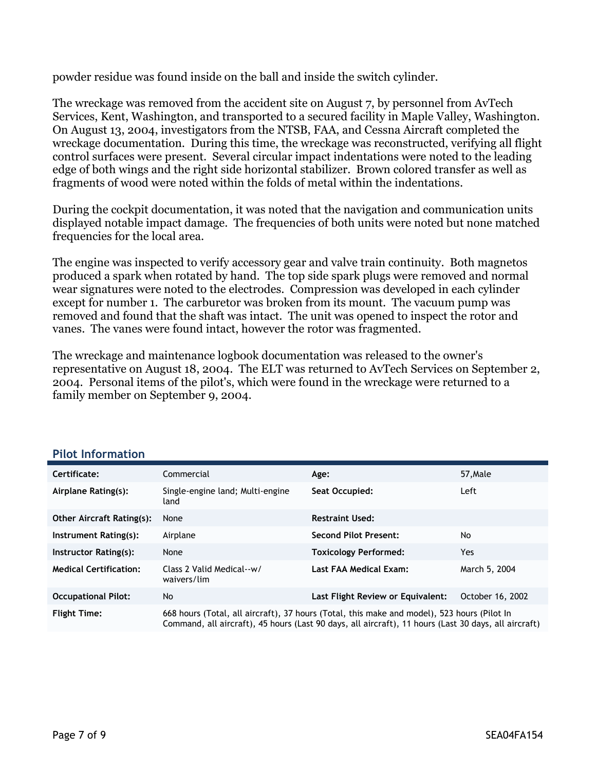powder residue was found inside on the ball and inside the switch cylinder.

The wreckage was removed from the accident site on August 7, by personnel from AvTech Services, Kent, Washington, and transported to a secured facility in Maple Valley, Washington. On August 13, 2004, investigators from the NTSB, FAA, and Cessna Aircraft completed the wreckage documentation. During this time, the wreckage was reconstructed, verifying all flight control surfaces were present. Several circular impact indentations were noted to the leading edge of both wings and the right side horizontal stabilizer. Brown colored transfer as well as fragments of wood were noted within the folds of metal within the indentations.

During the cockpit documentation, it was noted that the navigation and communication units displayed notable impact damage. The frequencies of both units were noted but none matched frequencies for the local area.

The engine was inspected to verify accessory gear and valve train continuity. Both magnetos produced a spark when rotated by hand. The top side spark plugs were removed and normal wear signatures were noted to the electrodes. Compression was developed in each cylinder except for number 1. The carburetor was broken from its mount. The vacuum pump was removed and found that the shaft was intact. The unit was opened to inspect the rotor and vanes. The vanes were found intact, however the rotor was fragmented.

The wreckage and maintenance logbook documentation was released to the owner's representative on August 18, 2004. The ELT was returned to AvTech Services on September 2, 2004. Personal items of the pilot's, which were found in the wreckage were returned to a family member on September 9, 2004.

## Pilot Information

| | | | |
|---|---|---|---|
| **Certificate:** | Commercial | **Age:** | 57,Male |
| **Airplane Rating(s):** | Single-engine land; Multi-engine land | **Seat Occupied:** | Left |
| **Other Aircraft Rating(s):** | None | **Restraint Used:** | |
| **Instrument Rating(s):** | Airplane | **Second Pilot Present:** | No |
| **Instructor Rating(s):** | None | **Toxicology Performed:** | Yes |
| **Medical Certification:** | Class 2 Valid Medical--w/ waivers/lim | **Last FAA Medical Exam:** | March 5, 2004 |
| **Occupational Pilot:** | No | **Last Flight Review or Equivalent:** | October 16, 2002 |
| **Flight Time:** | 668 hours (Total, all aircraft), 37 hours (Total, this make and model), 523 hours (Pilot In Command, all aircraft), 45 hours (Last 90 days, all aircraft), 11 hours (Last 30 days, all aircraft) | | |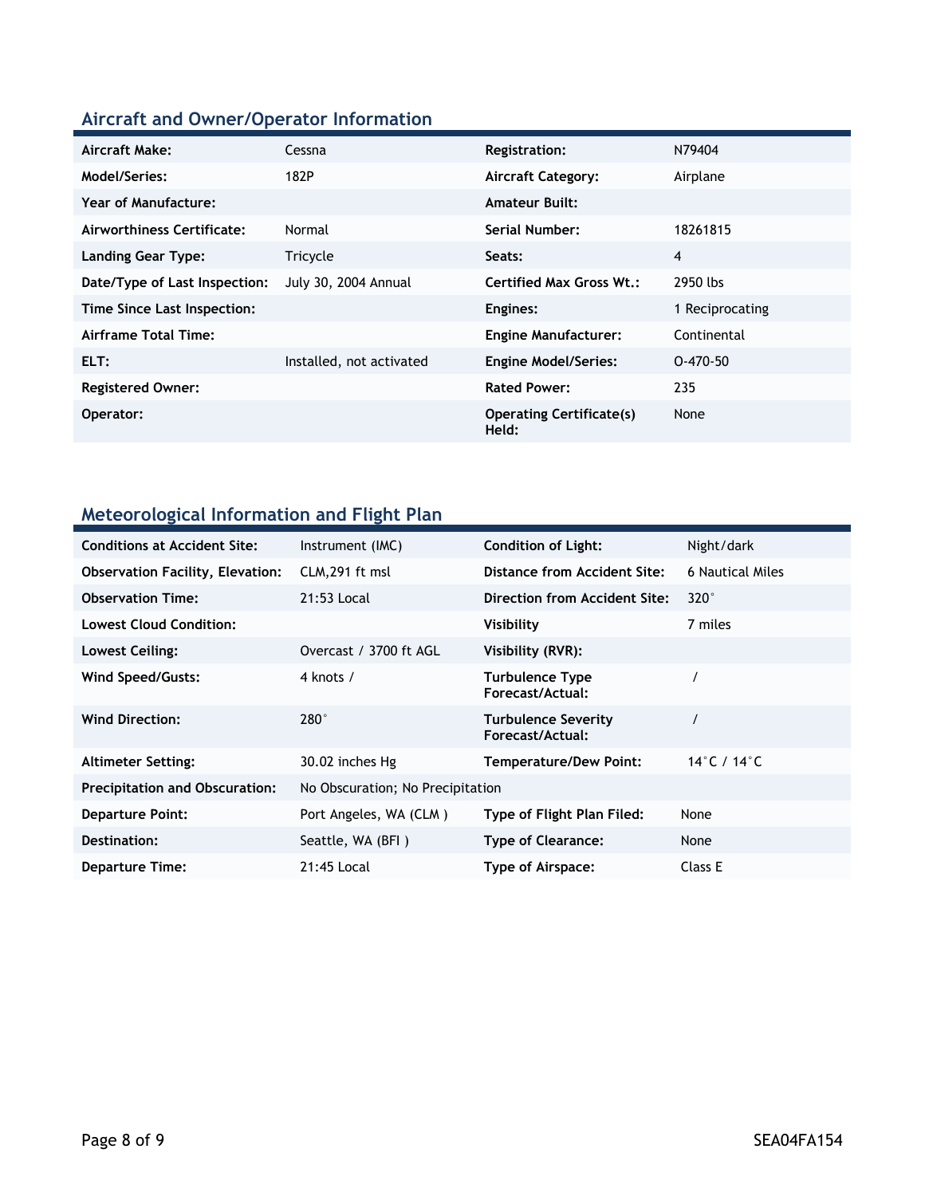## Aircraft and Owner/Operator Information

| | | | |
|---|---|---|---|
| **Aircraft Make:** | Cessna | **Registration:** | N79404 |
| **Model/Series:** | 182P | **Aircraft Category:** | Airplane |
| **Year of Manufacture:** | | **Amateur Built:** | |
| **Airworthiness Certificate:** | Normal | **Serial Number:** | 18261815 |
| **Landing Gear Type:** | Tricycle | **Seats:** | 4 |
| **Date/Type of Last Inspection:** | July 30, 2004 Annual | **Certified Max Gross Wt.:** | 2950 lbs |
| **Time Since Last Inspection:** | | **Engines:** | 1 Reciprocating |
| **Airframe Total Time:** | | **Engine Manufacturer:** | Continental |
| **ELT:** | Installed, not activated | **Engine Model/Series:** | O-470-50 |
| **Registered Owner:** | | **Rated Power:** | 235 |
| **Operator:** | | **Operating Certificate(s) Held:** | None |

## Meteorological Information and Flight Plan

| | | | |
|---|---|---|---|
| **Conditions at Accident Site:** | Instrument (IMC) | **Condition of Light:** | Night/dark |
| **Observation Facility, Elevation:** | CLM,291 ft msl | **Distance from Accident Site:** | 6 Nautical Miles |
| **Observation Time:** | 21:53 Local | **Direction from Accident Site:** | 320° |
| **Lowest Cloud Condition:** | | **Visibility** | 7 miles |
| **Lowest Ceiling:** | Overcast / 3700 ft AGL | **Visibility (RVR):** | |
| **Wind Speed/Gusts:** | 4 knots / | **Turbulence Type Forecast/Actual:** | / |
| **Wind Direction:** | 280° | **Turbulence Severity Forecast/Actual:** | / |
| **Altimeter Setting:** | 30.02 inches Hg | **Temperature/Dew Point:** | 14°C / 14°C |
| **Precipitation and Obscuration:** | No Obscuration; No Precipitation | | |
| **Departure Point:** | Port Angeles, WA (CLM ) | **Type of Flight Plan Filed:** | None |
| **Destination:** | Seattle, WA (BFI ) | **Type of Clearance:** | None |
| **Departure Time:** | 21:45 Local | **Type of Airspace:** | Class E |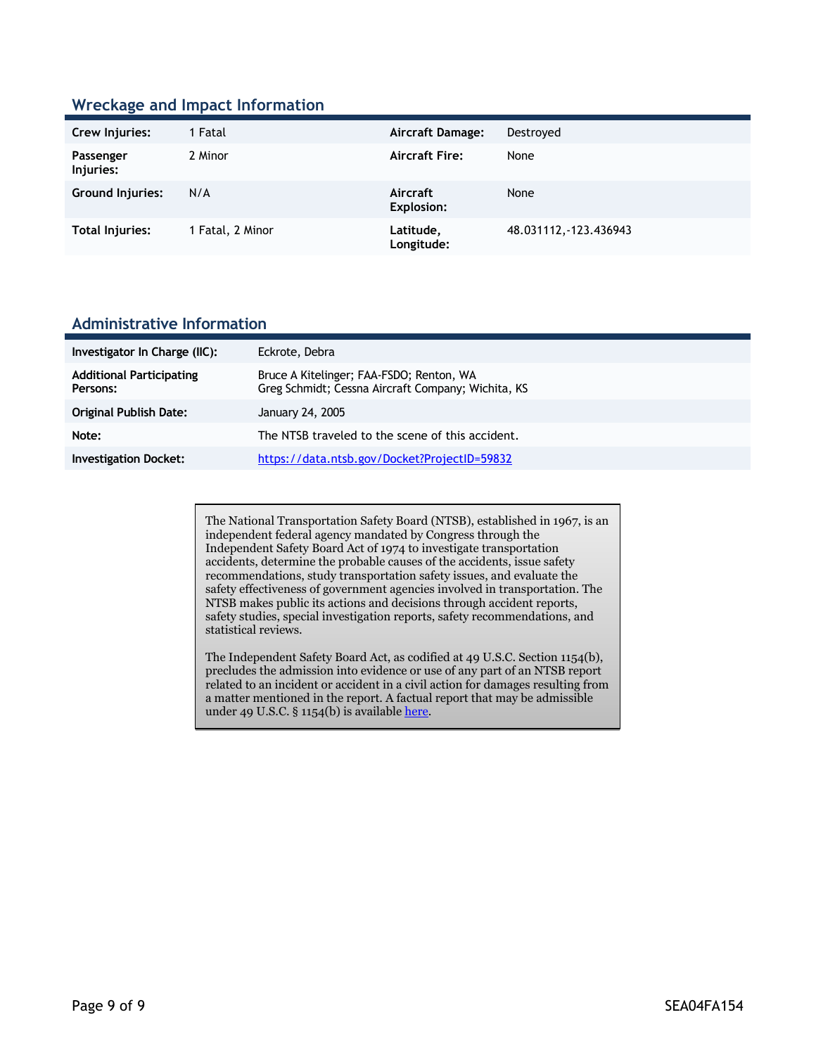## Wreckage and Impact Information

| | | | |
|---|---|---|---|
| **Crew Injuries:** | 1 Fatal | **Aircraft Damage:** | Destroyed |
| **Passenger Injuries:** | 2 Minor | **Aircraft Fire:** | None |
| **Ground Injuries:** | N/A | **Aircraft Explosion:** | None |
| **Total Injuries:** | 1 Fatal, 2 Minor | **Latitude, Longitude:** | 48.031112,-123.436943 |

## Administrative Information

| | |
|---|---|
| **Investigator In Charge (IIC):** | Eckrote, Debra |
| **Additional Participating Persons:** | Bruce A Kitelinger; FAA-FSDO; Renton, WA<br>Greg Schmidt; Cessna Aircraft Company; Wichita, KS |
| **Original Publish Date:** | January 24, 2005 |
| **Note:** | The NTSB traveled to the scene of this accident. |
| **Investigation Docket:** | https://data.ntsb.gov/Docket?ProjectID=59832 |

The National Transportation Safety Board (NTSB), established in 1967, is an independent federal agency mandated by Congress through the Independent Safety Board Act of 1974 to investigate transportation accidents, determine the probable causes of the accidents, issue safety recommendations, study transportation safety issues, and evaluate the safety effectiveness of government agencies involved in transportation. The NTSB makes public its actions and decisions through accident reports, safety studies, special investigation reports, safety recommendations, and statistical reviews.

The Independent Safety Board Act, as codified at 49 U.S.C. Section 1154(b), precludes the admission into evidence or use of any part of an NTSB report related to an incident or accident in a civil action for damages resulting from a matter mentioned in the report. A factual report that may be admissible under 49 U.S.C. § 1154(b) is available here.